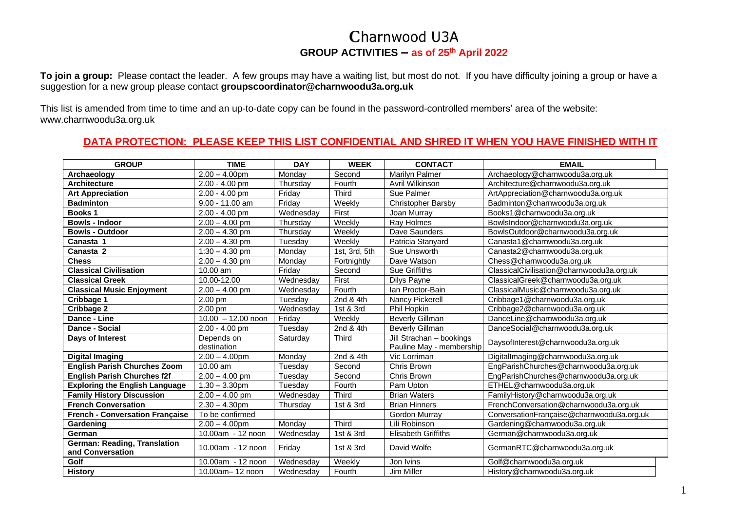# Charnwood U3A

## GROUP ACTIVITIES – as of 25th April 2022

**To join a group:** Please contact the leader. A few groups may have a waiting list, but most do not. If you have difficulty joining a group or have a suggestion for a new group please contact **groupscoordinator@charnwoodu3a.org.uk**

This list is amended from time to time and an up-to-date copy can be found in the password-controlled members' area of the website: www.charnwoodu3a.org.uk

### DATA PROTECTION: PLEASE KEEP THIS LIST CONFIDENTIAL AND SHRED IT WHEN YOU HAVE FINISHED WITH IT

| GROUP | TIME | DAY | WEEK | CONTACT | EMAIL |
|---|---|---|---|---|---|
| **Archaeology** | 2.00 – 4.00pm | Monday | Second | Marilyn Palmer | Archaeology@charnwoodu3a.org.uk |
| **Architecture** | 2.00 - 4.00 pm | Thursday | Fourth | Avril Wilkinson | Architecture@charnwoodu3a.org.uk |
| **Art Appreciation** | 2.00 - 4.00 pm | Friday | Third | Sue Palmer | ArtAppreciation@charnwoodu3a.org.uk |
| **Badminton** | 9.00 - 11.00 am | Friday | Weekly | Christopher Barsby | Badminton@charnwoodu3a.org.uk |
| **Books 1** | 2.00 - 4.00 pm | Wednesday | First | Joan Murray | Books1@charnwoodu3a.org.uk |
| **Bowls - Indoor** | 2.00 – 4.00 pm | Thursday | Weekly | Ray Holmes | BowlsIndoor@charnwoodu3a.org.uk |
| **Bowls - Outdoor** | 2.00 – 4.30 pm | Thursday | Weekly | Dave Saunders | BowlsOutdoor@charnwoodu3a.org.uk |
| **Canasta 1** | 2.00 – 4.30 pm | Tuesday | Weekly | Patricia Stanyard | Canasta1@charnwoodu3a.org.uk |
| **Canasta 2** | 1:30 – 4.30 pm | Monday | 1st, 3rd, 5th | Sue Unsworth | Canasta2@charnwoodu3a.org.uk |
| **Chess** | 2.00 – 4.30 pm | Monday | Fortnightly | Dave Watson | Chess@charnwoodu3a.org.uk |
| **Classical Civilisation** | 10.00 am | Friday | Second | Sue Griffiths | ClassicalCivilisation@charnwoodu3a.org.uk |
| **Classical Greek** | 10.00-12.00 | Wednesday | First | Dilys Payne | ClassicalGreek@charnwoodu3a.org.uk |
| **Classical Music Enjoyment** | 2.00 – 4.00 pm | Wednesday | Fourth | Ian Proctor-Bain | ClassicalMusic@charnwoodu3a.org.uk |
| **Cribbage 1** | 2.00 pm | Tuesday | 2nd & 4th | Nancy Pickerell | Cribbage1@charnwoodu3a.org.uk |
| **Cribbage 2** | 2.00 pm | Wednesday | 1st & 3rd | Phil Hopkin | Cribbage2@charnwoodu3a.org.uk |
| **Dance - Line** | 10.00 – 12.00 noon | Friday | Weekly | Beverly Gillman | DanceLine@charnwoodu3a.org.uk |
| **Dance - Social** | 2.00 - 4.00 pm | Tuesday | 2nd & 4th | Beverly Gillman | DanceSocial@charnwoodu3a.org.uk |
| **Days of Interest** | Depends on destination | Saturday | Third | Jill Strachan – bookings Pauline May - membership | DaysofInterest@charnwoodu3a.org.uk |
| **Digital Imaging** | 2.00 – 4.00pm | Monday | 2nd & 4th | Vic Lorriman | DigitalImaging@charnwoodu3a.org.uk |
| **English Parish Churches Zoom** | 10.00 am | Tuesday | Second | Chris Brown | EngParishChurches@charnwoodu3a.org.uk |
| **English Parish Churches f2f** | 2.00 – 4.00 pm | Tuesday | Second | Chris Brown | EngParishChurches@charnwoodu3a.org.uk |
| **Exploring the English Language** | 1.30 – 3.30pm | Tuesday | Fourth | Pam Upton | ETHEL@charnwoodu3a.org.uk |
| **Family History Discussion** | 2.00 – 4.00 pm | Wednesday | Third | Brian Waters | FamilyHistory@charnwoodu3a.org.uk |
| **French Conversation** | 2.30 – 4.30pm | Thursday | 1st & 3rd | Brian Hinners | FrenchConversation@charnwoodu3a.org.uk |
| **French - Conversation Française** | To be confirmed | | | Gordon Murray | ConversationFrançaise@charnwoodu3a.org.uk |
| **Gardening** | 2.00 – 4.00pm | Monday | Third | Lili Robinson | Gardening@charnwoodu3a.org.uk |
| **German** | 10.00am - 12 noon | Wednesday | 1st & 3rd | Elisabeth Griffiths | German@charnwoodu3a.org.uk |
| **German: Reading, Translation and Conversation** | 10.00am - 12 noon | Friday | 1st & 3rd | David Wolfe | GermanRTC@charnwoodu3a.org.uk |
| **Golf** | 10.00am - 12 noon | Wednesday | Weekly | Jon Ivins | Golf@charnwoodu3a.org.uk |
| **History** | 10.00am– 12 noon | Wednesday | Fourth | Jim Miller | History@charnwoodu3a.org.uk |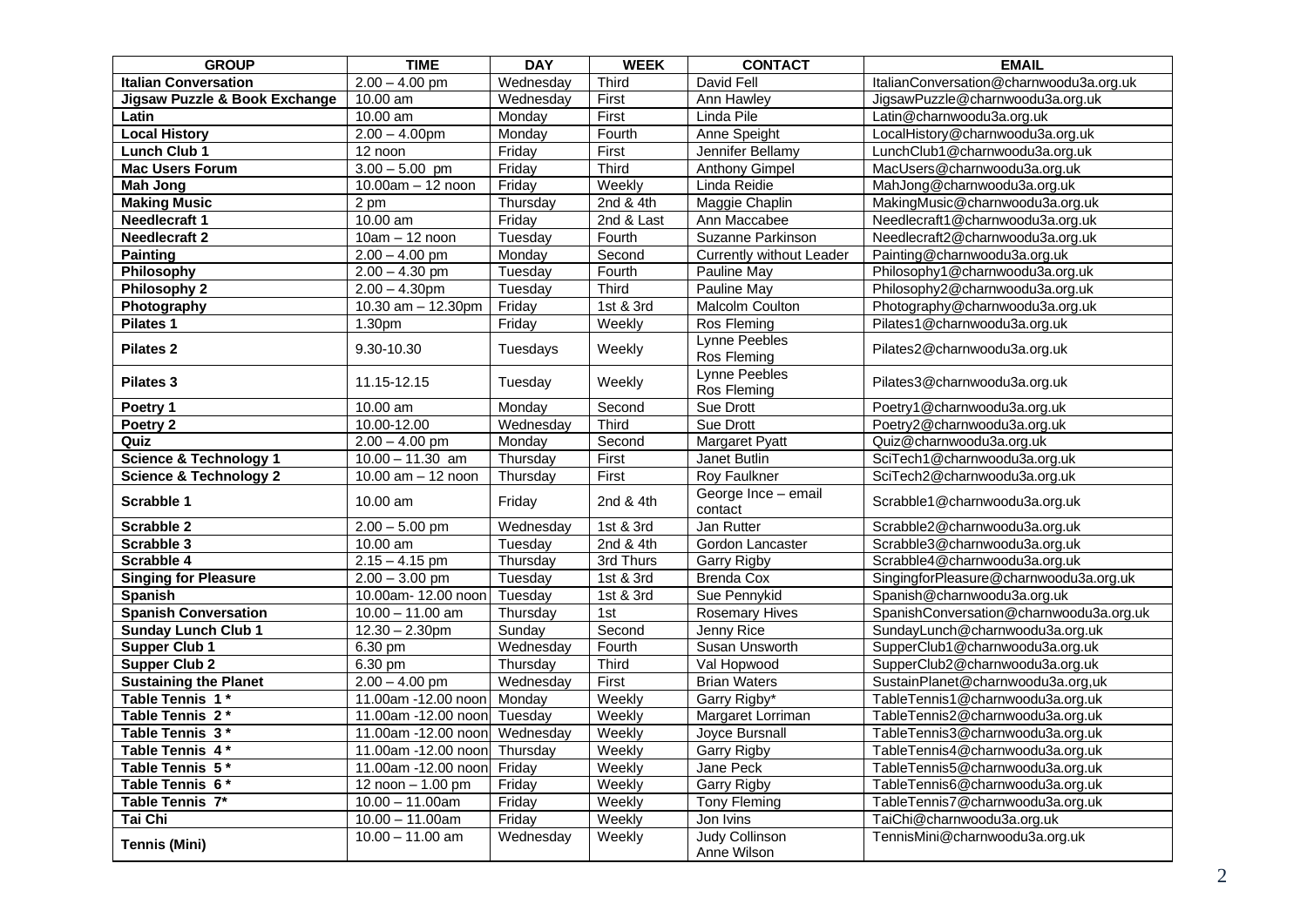| GROUP | TIME | DAY | WEEK | CONTACT | EMAIL |
|---|---|---|---|---|---|
| **Italian Conversation** | 2.00 – 4.00 pm | Wednesday | Third | David Fell | ItalianConversation@charnwoodu3a.org.uk |
| **Jigsaw Puzzle & Book Exchange** | 10.00 am | Wednesday | First | Ann Hawley | JigsawPuzzle@charnwoodu3a.org.uk |
| **Latin** | 10.00 am | Monday | First | Linda Pile | Latin@charnwoodu3a.org.uk |
| **Local History** | 2.00 – 4.00pm | Monday | Fourth | Anne Speight | LocalHistory@charnwoodu3a.org.uk |
| **Lunch Club 1** | 12 noon | Friday | First | Jennifer Bellamy | LunchClub1@charnwoodu3a.org.uk |
| **Mac Users Forum** | 3.00 – 5.00 pm | Friday | Third | Anthony Gimpel | MacUsers@charnwoodu3a.org.uk |
| **Mah Jong** | 10.00am – 12 noon | Friday | Weekly | Linda Reidie | MahJong@charnwoodu3a.org.uk |
| **Making Music** | 2 pm | Thursday | 2nd & 4th | Maggie Chaplin | MakingMusic@charnwoodu3a.org.uk |
| **Needlecraft 1** | 10.00 am | Friday | 2nd & Last | Ann Maccabee | Needlecraft1@charnwoodu3a.org.uk |
| **Needlecraft 2** | 10am – 12 noon | Tuesday | Fourth | Suzanne Parkinson | Needlecraft2@charnwoodu3a.org.uk |
| **Painting** | 2.00 – 4.00 pm | Monday | Second | Currently without Leader | Painting@charnwoodu3a.org.uk |
| **Philosophy** | 2.00 – 4.30 pm | Tuesday | Fourth | Pauline May | Philosophy1@charnwoodu3a.org.uk |
| **Philosophy 2** | 2.00 – 4.30pm | Tuesday | Third | Pauline May | Philosophy2@charnwoodu3a.org.uk |
| **Photography** | 10.30 am – 12.30pm | Friday | 1st & 3rd | Malcolm Coulton | Photography@charnwoodu3a.org.uk |
| **Pilates 1** | 1.30pm | Friday | Weekly | Ros Fleming | Pilates1@charnwoodu3a.org.uk |
| **Pilates 2** | 9.30-10.30 | Tuesdays | Weekly | Lynne Peebles<br>Ros Fleming | Pilates2@charnwoodu3a.org.uk |
| **Pilates 3** | 11.15-12.15 | Tuesday | Weekly | Lynne Peebles<br>Ros Fleming | Pilates3@charnwoodu3a.org.uk |
| **Poetry 1** | 10.00 am | Monday | Second | Sue Drott | Poetry1@charnwoodu3a.org.uk |
| **Poetry 2** | 10.00-12.00 | Wednesday | Third | Sue Drott | Poetry2@charnwoodu3a.org.uk |
| **Quiz** | 2.00 – 4.00 pm | Monday | Second | Margaret Pyatt | Quiz@charnwoodu3a.org.uk |
| **Science & Technology 1** | 10.00 – 11.30 am | Thursday | First | Janet Butlin | SciTech1@charnwoodu3a.org.uk |
| **Science & Technology 2** | 10.00 am – 12 noon | Thursday | First | Roy Faulkner | SciTech2@charnwoodu3a.org.uk |
| **Scrabble 1** | 10.00 am | Friday | 2nd & 4th | George Ince – email contact | Scrabble1@charnwoodu3a.org.uk |
| **Scrabble 2** | 2.00 – 5.00 pm | Wednesday | 1st & 3rd | Jan Rutter | Scrabble2@charnwoodu3a.org.uk |
| **Scrabble 3** | 10.00 am | Tuesday | 2nd & 4th | Gordon Lancaster | Scrabble3@charnwoodu3a.org.uk |
| **Scrabble 4** | 2.15 – 4.15 pm | Thursday | 3rd Thurs | Garry Rigby | Scrabble4@charnwoodu3a.org.uk |
| **Singing for Pleasure** | 2.00 – 3.00 pm | Tuesday | 1st & 3rd | Brenda Cox | SingingforPleasure@charnwoodu3a.org.uk |
| **Spanish** | 10.00am- 12.00 noon | Tuesday | 1st & 3rd | Sue Pennykid | Spanish@charnwoodu3a.org.uk |
| **Spanish Conversation** | 10.00 – 11.00 am | Thursday | 1st | Rosemary Hives | SpanishConversation@charnwoodu3a.org.uk |
| **Sunday Lunch Club 1** | 12.30 – 2.30pm | Sunday | Second | Jenny Rice | SundayLunch@charnwoodu3a.org.uk |
| **Supper Club 1** | 6.30 pm | Wednesday | Fourth | Susan Unsworth | SupperClub1@charnwoodu3a.org.uk |
| **Supper Club 2** | 6.30 pm | Thursday | Third | Val Hopwood | SupperClub2@charnwoodu3a.org.uk |
| **Sustaining the Planet** | 2.00 – 4.00 pm | Wednesday | First | Brian Waters | SustainPlanet@charnwoodu3a.org,uk |
| **Table Tennis 1 *** | 11.00am -12.00 noon | Monday | Weekly | Garry Rigby* | TableTennis1@charnwoodu3a.org.uk |
| **Table Tennis 2 *** | 11.00am -12.00 noon | Tuesday | Weekly | Margaret Lorriman | TableTennis2@charnwoodu3a.org.uk |
| **Table Tennis 3 *** | 11.00am -12.00 noon | Wednesday | Weekly | Joyce Bursnall | TableTennis3@charnwoodu3a.org.uk |
| **Table Tennis 4 *** | 11.00am -12.00 noon | Thursday | Weekly | Garry Rigby | TableTennis4@charnwoodu3a.org.uk |
| **Table Tennis 5 *** | 11.00am -12.00 noon | Friday | Weekly | Jane Peck | TableTennis5@charnwoodu3a.org.uk |
| **Table Tennis 6 *** | 12 noon – 1.00 pm | Friday | Weekly | Garry Rigby | TableTennis6@charnwoodu3a.org.uk |
| **Table Tennis 7*** | 10.00 – 11.00am | Friday | Weekly | Tony Fleming | TableTennis7@charnwoodu3a.org.uk |
| **Tai Chi** | 10.00 – 11.00am | Friday | Weekly | Jon Ivins | TaiChi@charnwoodu3a.org.uk |
| **Tennis (Mini)** | 10.00 – 11.00 am | Wednesday | Weekly | Judy Collinson<br>Anne Wilson | TennisMini@charnwoodu3a.org.uk |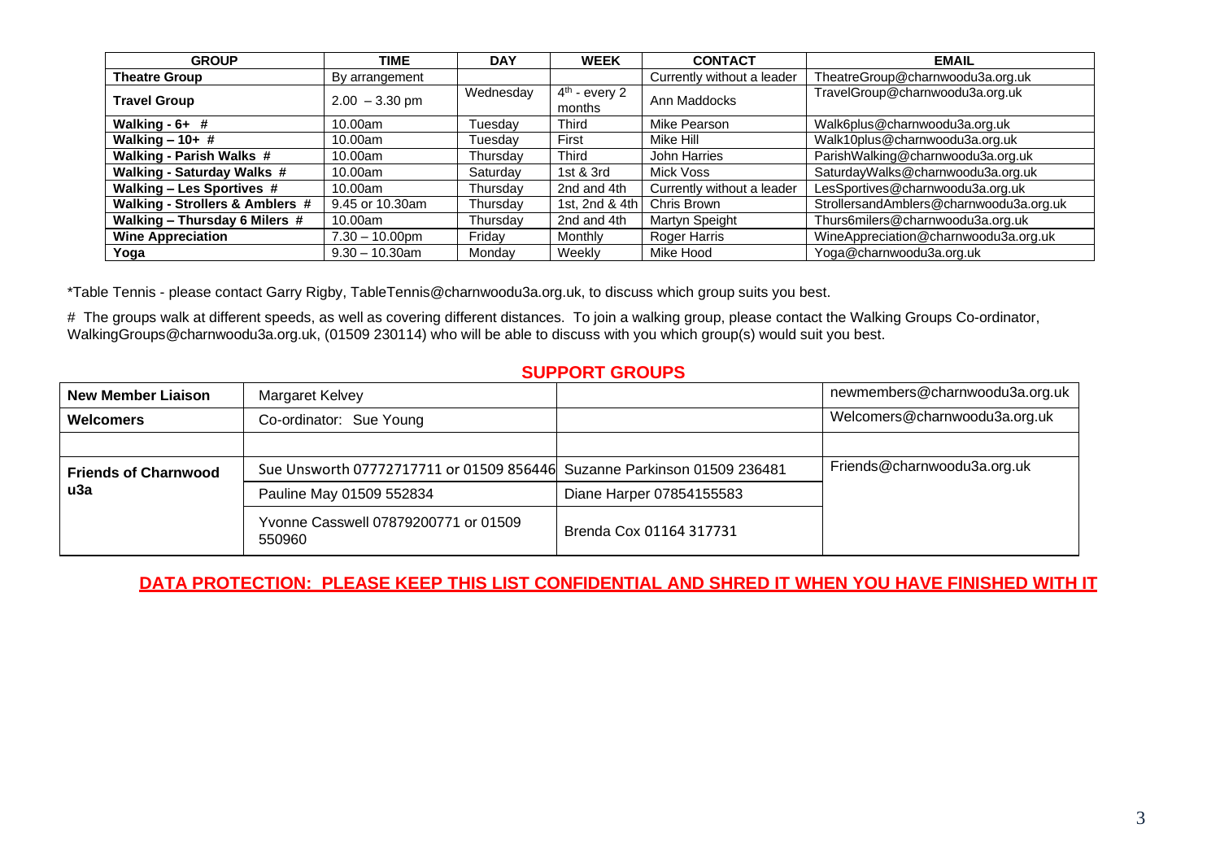| GROUP | TIME | DAY | WEEK | CONTACT | EMAIL |
|---|---|---|---|---|---|
| **Theatre Group** | By arrangement | | | Currently without a leader | TheatreGroup@charnwoodu3a.org.uk |
| **Travel Group** | 2.00 – 3.30 pm | Wednesday | 4th - every 2 months | Ann Maddocks | TravelGroup@charnwoodu3a.org.uk |
| **Walking - 6+ #** | 10.00am | Tuesday | Third | Mike Pearson | Walk6plus@charnwoodu3a.org.uk |
| **Walking – 10+ #** | 10.00am | Tuesday | First | Mike Hill | Walk10plus@charnwoodu3a.org.uk |
| **Walking - Parish Walks #** | 10.00am | Thursday | Third | John Harries | ParishWalking@charnwoodu3a.org.uk |
| **Walking - Saturday Walks #** | 10.00am | Saturday | 1st & 3rd | Mick Voss | SaturdayWalks@charnwoodu3a.org.uk |
| **Walking – Les Sportives #** | 10.00am | Thursday | 2nd and 4th | Currently without a leader | LesSportives@charnwoodu3a.org.uk |
| **Walking - Strollers & Amblers #** | 9.45 or 10.30am | Thursday | 1st, 2nd & 4th | Chris Brown | StrollersandAmblers@charnwoodu3a.org.uk |
| **Walking – Thursday 6 Milers #** | 10.00am | Thursday | 2nd and 4th | Martyn Speight | Thurs6milers@charnwoodu3a.org.uk |
| **Wine Appreciation** | 7.30 – 10.00pm | Friday | Monthly | Roger Harris | WineAppreciation@charnwoodu3a.org.uk |
| **Yoga** | 9.30 – 10.30am | Monday | Weekly | Mike Hood | Yoga@charnwoodu3a.org.uk |

*Table Tennis - please contact Garry Rigby, TableTennis@charnwoodu3a.org.uk, to discuss which group suits you best.

# The groups walk at different speeds, as well as covering different distances. To join a walking group, please contact the Walking Groups Co-ordinator, WalkingGroups@charnwoodu3a.org.uk, (01509 230114) who will be able to discuss with you which group(s) would suit you best.

## SUPPORT GROUPS

| | | | |
|---|---|---|---|
| **New Member Liaison** | Margaret Kelvey | | newmembers@charnwoodu3a.org.uk |
| **Welcomers** | Co-ordinator: Sue Young | | Welcomers@charnwoodu3a.org.uk |
| | | | |
| **Friends of Charnwood u3a** | Sue Unsworth 07772717711 or 01509 856446 | Suzanne Parkinson 01509 236481 | Friends@charnwoodu3a.org.uk |
| | Pauline May 01509 552834 | Diane Harper 07854155583 | |
| | Yvonne Casswell 07879200771 or 01509 550960 | Brenda Cox 01164 317731 | |

**DATA PROTECTION: PLEASE KEEP THIS LIST CONFIDENTIAL AND SHRED IT WHEN YOU HAVE FINISHED WITH IT**